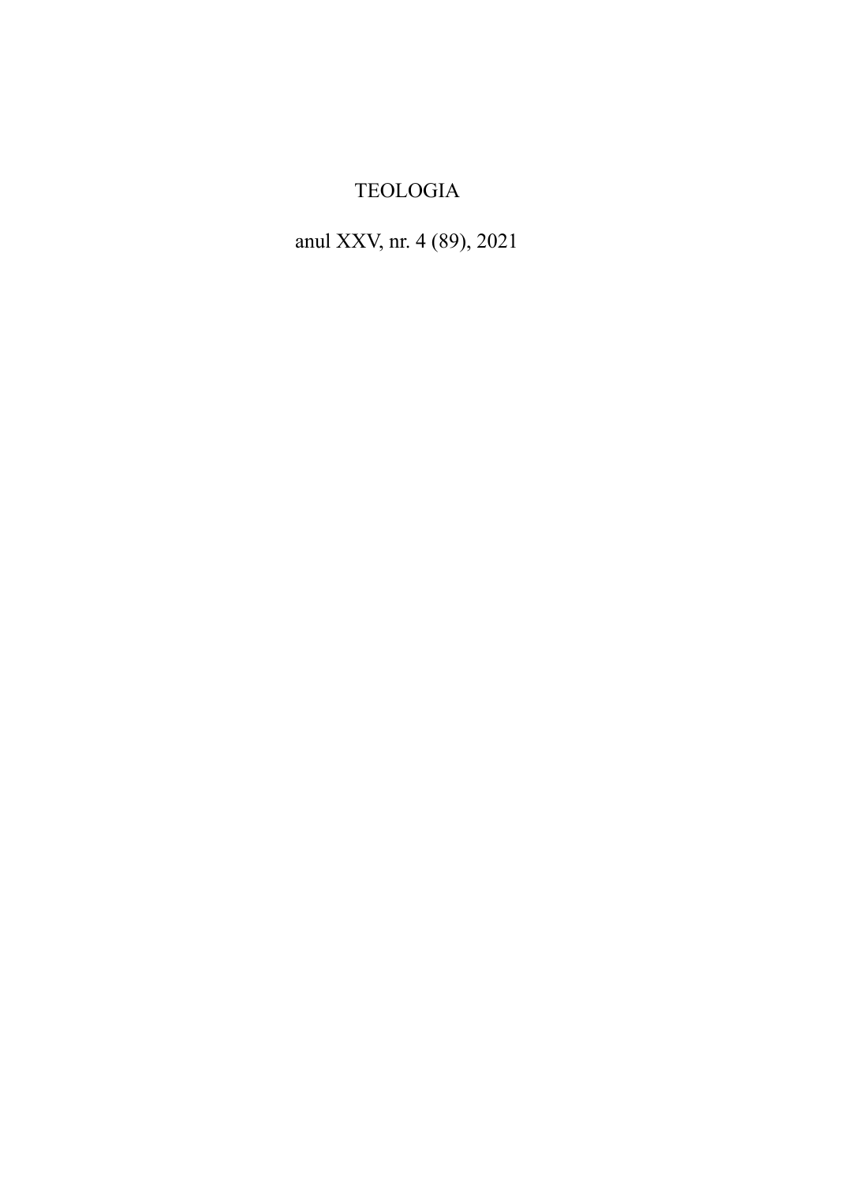TEOLOGIA

anul XXV, nr. 4 (89), 2021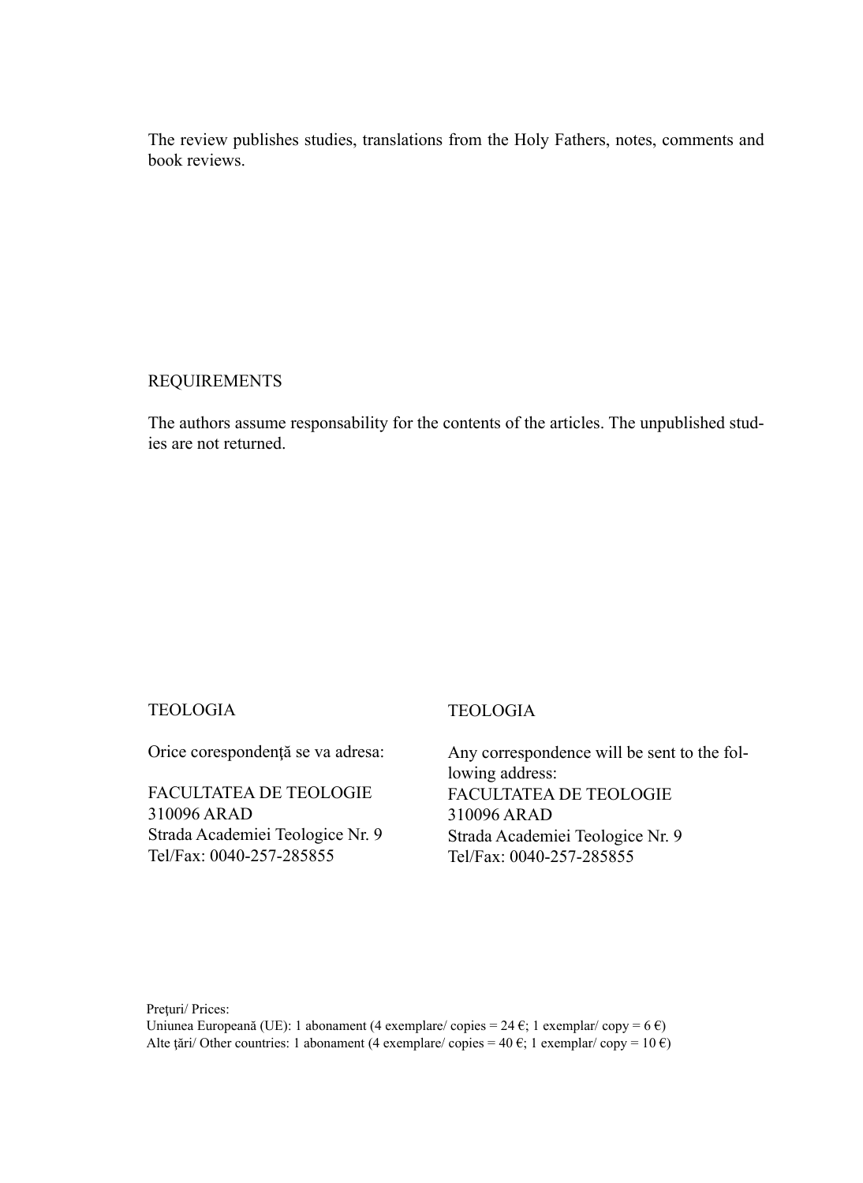The review publishes studies, translations from the Holy Fathers, notes, comments and book reviews.

REQUIREMENTS

The authors assume responsability for the contents of the articles. The unpublished studies are not returned.

TEOLOGIA

Orice corespondenţă se va adresa:

FACULTATEA DE TEOLOGIE
310096 ARAD
Strada Academiei Teologice Nr. 9
Tel/Fax: 0040-257-285855

TEOLOGIA

Any correspondence will be sent to the following address:
FACULTATEA DE TEOLOGIE
310096 ARAD
Strada Academiei Teologice Nr. 9
Tel/Fax: 0040-257-285855

Preţuri/ Prices:
Uniunea Europeană (UE): 1 abonament (4 exemplare/ copies = 24 €; 1 exemplar/ copy = 6 €)
Alte ţări/ Other countries: 1 abonament (4 exemplare/ copies = 40 €; 1 exemplar/ copy = 10 €)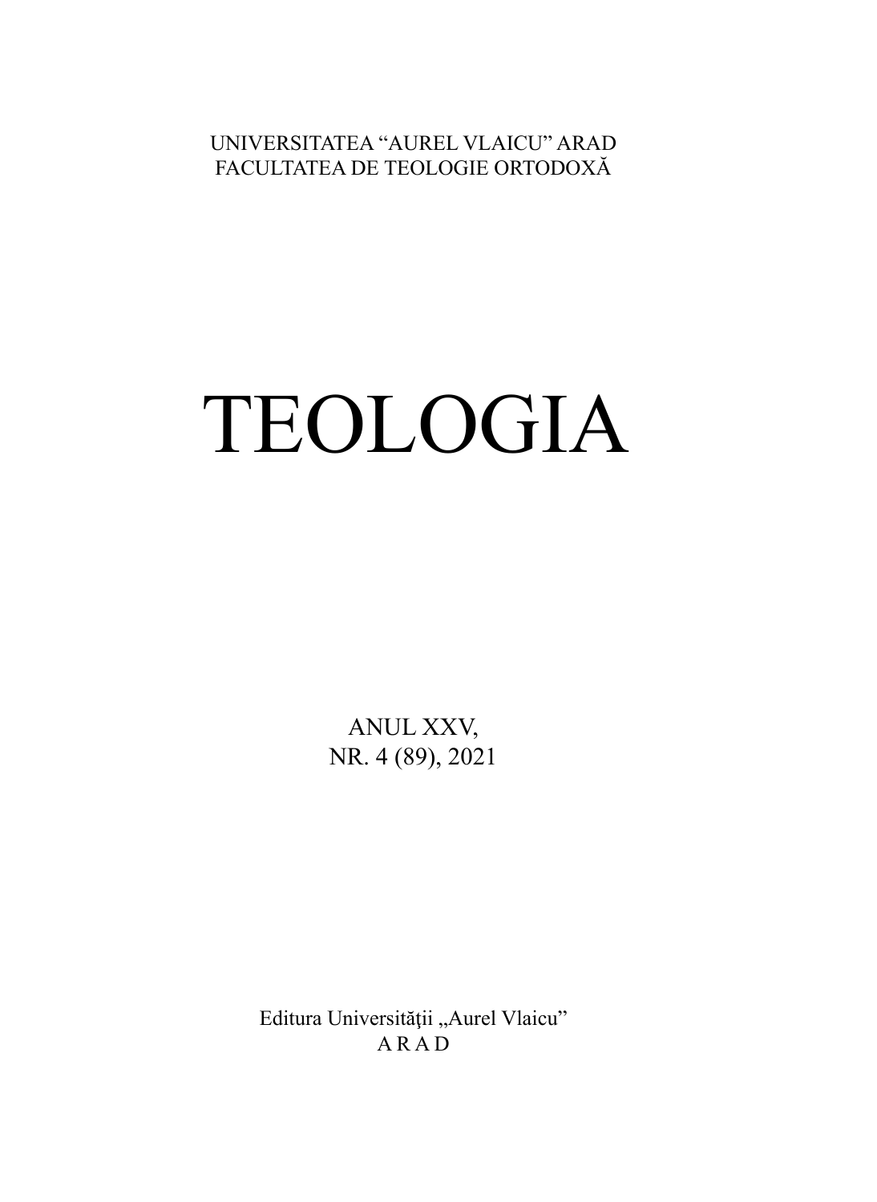UNIVERSITATEA "AUREL VLAICU" ARAD
FACULTATEA DE TEOLOGIE ORTODOXĂ

# TEOLOGIA

ANUL XXV,
NR. 4 (89), 2021

Editura Universităţii „Aurel Vlaicu"
A R A D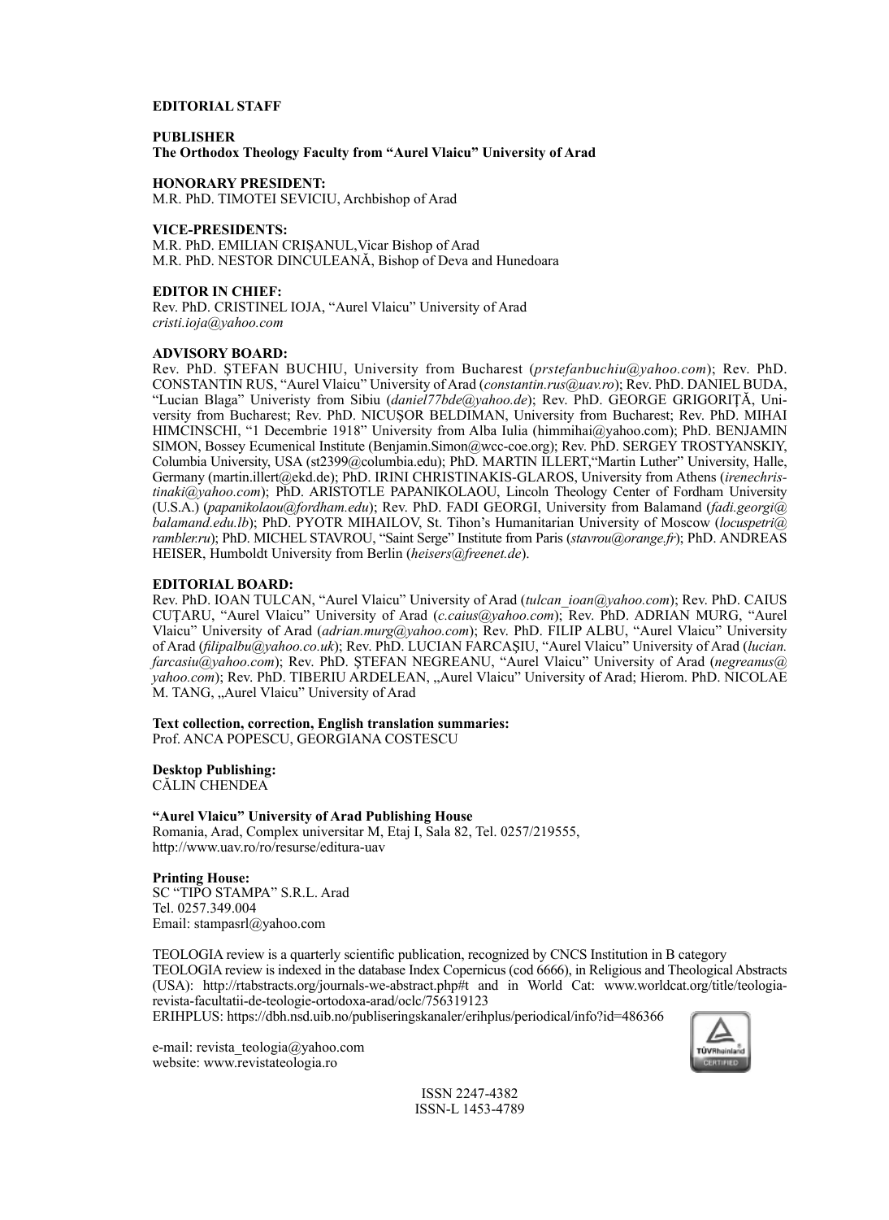**EDITORIAL STAFF**

**PUBLISHER**
**The Orthodox Theology Faculty from "Aurel Vlaicu" University of Arad**

**HONORARY PRESIDENT:**
M.R. PhD. TIMOTEI SEVICIU, Archbishop of Arad

**VICE-PRESIDENTS:**
M.R. PhD. EMILIAN CRIȘANUL,Vicar Bishop of Arad
M.R. PhD. NESTOR DINCULEANĂ, Bishop of Deva and Hunedoara

**EDITOR IN CHIEF:**
Rev. PhD. CRISTINEL IOJA, "Aurel Vlaicu" University of Arad
*cristi.ioja@yahoo.com*

**ADVISORY BOARD:**
Rev. PhD. ȘTEFAN BUCHIU, University from Bucharest (*prstefanbuchiu@yahoo.com*); Rev. PhD. CONSTANTIN RUS, "Aurel Vlaicu" University of Arad (*constantin.rus@uav.ro*); Rev. PhD. DANIEL BUDA, "Lucian Blaga" Univeristy from Sibiu (*daniel77bde@yahoo.de*); Rev. PhD. GEORGE GRIGORIȚĂ, University from Bucharest; Rev. PhD. NICUȘOR BELDIMAN, University from Bucharest; Rev. PhD. MIHAI HIMCINSCHI, "1 Decembrie 1918" University from Alba Iulia (himmihai@yahoo.com); PhD. BENJAMIN SIMON, Bossey Ecumenical Institute (Benjamin.Simon@wcc-coe.org); Rev. PhD. SERGEY TROSTYANSKIY, Columbia University, USA (st2399@columbia.edu); PhD. MARTIN ILLERT,"Martin Luther" University, Halle, Germany (martin.illert@ekd.de); PhD. IRINI CHRISTINAKIS-GLAROS, University from Athens (*irenechristinaki@yahoo.com*); PhD. ARISTOTLE PAPANIKOLAOU, Lincoln Theology Center of Fordham University (U.S.A.) (*papanikolaou@fordham.edu*); Rev. PhD. FADI GEORGI, University from Balamand (*fadi.georgi@balamand.edu.lb*); PhD. PYOTR MIHAILOV, St. Tihon's Humanitarian University of Moscow (*locuspetri@rambler.ru*); PhD. MICHEL STAVROU, "Saint Serge" Institute from Paris (*stavrou@orange.fr*); PhD. ANDREAS HEISER, Humboldt University from Berlin (*heisers@freenet.de*).

**EDITORIAL BOARD:**
Rev. PhD. IOAN TULCAN, "Aurel Vlaicu" University of Arad (*tulcan_ioan@yahoo.com*); Rev. PhD. CAIUS CUȚARU, "Aurel Vlaicu" University of Arad (*c.caius@yahoo.com*); Rev. PhD. ADRIAN MURG, "Aurel Vlaicu" University of Arad (*adrian.murg@yahoo.com*); Rev. PhD. FILIP ALBU, "Aurel Vlaicu" University of Arad (*filipalbu@yahoo.co.uk*); Rev. PhD. LUCIAN FARCAȘIU, "Aurel Vlaicu" University of Arad (*lucian.farcasiu@yahoo.com*); Rev. PhD. ȘTEFAN NEGREANU, "Aurel Vlaicu" University of Arad (*negreanus@yahoo.com*); Rev. PhD. TIBERIU ARDELEAN, „Aurel Vlaicu" University of Arad; Hierom. PhD. NICOLAE M. TANG, „Aurel Vlaicu" University of Arad

**Text collection, correction, English translation summaries:**
Prof. ANCA POPESCU, GEORGIANA COSTESCU

**Desktop Publishing:**
CĂLIN CHENDEA

**"Aurel Vlaicu" University of Arad Publishing House**
Romania, Arad, Complex universitar M, Etaj I, Sala 82, Tel. 0257/219555,
http://www.uav.ro/ro/resurse/editura-uav

**Printing House:**
SC "TIPO STAMPA" S.R.L. Arad
Tel. 0257.349.004
Email: stampasrl@yahoo.com

TEOLOGIA review is a quarterly scientific publication, recognized by CNCS Institution in B category
TEOLOGIA review is indexed in the database Index Copernicus (cod 6666), in Religious and Theological Abstracts (USA): http://rtabstracts.org/journals-we-abstract.php#t and in World Cat: www.worldcat.org/title/teologia-revista-facultatii-de-teologie-ortodoxa-arad/oclc/756319123
ERIHPLUS: https://dbh.nsd.uib.no/publiseringskanaler/erihplus/periodical/info?id=486366

e-mail: revista_teologia@yahoo.com
website: www.revistateologia.ro

ISSN 2247-4382
ISSN-L 1453-4789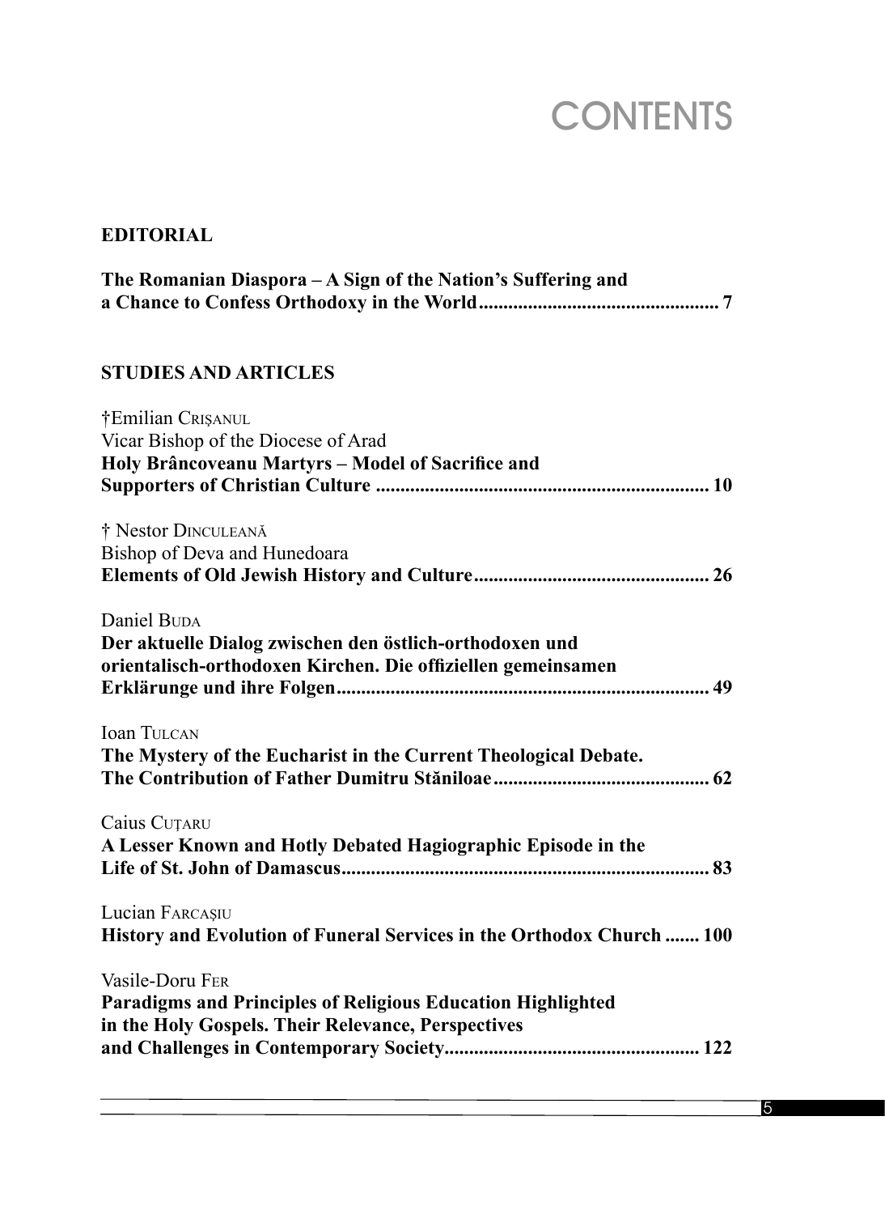# CONTENTS

## EDITORIAL

**The Romanian Diaspora – A Sign of the Nation's Suffering and a Chance to Confess Orthodoxy in the World................................................ 7**

## STUDIES AND ARTICLES

†Emilian CRIȘANUL
Vicar Bishop of the Diocese of Arad
**Holy Brâncoveanu Martyrs – Model of Sacrifice and Supporters of Christian Culture ................................................................... 10**

† Nestor DINCULEANĂ
Bishop of Deva and Hunedoara
**Elements of Old Jewish History and Culture................................................ 26**

Daniel BUDA
**Der aktuelle Dialog zwischen den östlich-orthodoxen und orientalisch-orthodoxen Kirchen. Die offiziellen gemeinsamen Erklärunge und ihre Folgen........................................................................... 49**

Ioan TULCAN
**The Mystery of the Eucharist in the Current Theological Debate. The Contribution of Father Dumitru Stăniloae............................................ 62**

Caius CUȚARU
**A Lesser Known and Hotly Debated Hagiographic Episode in the Life of St. John of Damascus........................................................................... 83**

Lucian FARCAȘIU
**History and Evolution of Funeral Services in the Orthodox Church ....... 100**

Vasile-Doru FER
**Paradigms and Principles of Religious Education Highlighted in the Holy Gospels. Their Relevance, Perspectives and Challenges in Contemporary Society.................................................... 122**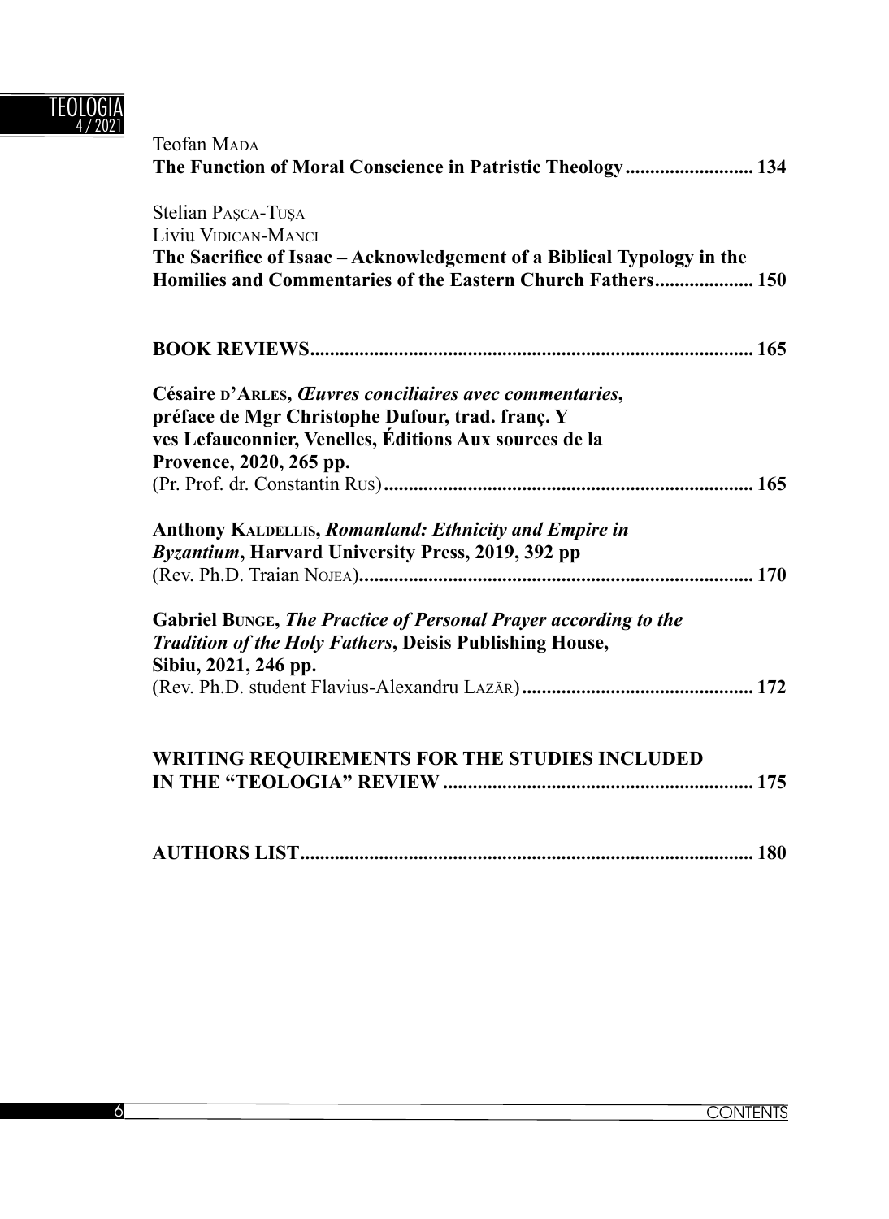Teofan Mada
**The Function of Moral Conscience in Patristic Theology .......................... 134**

Stelian Pașca-Tușa
Liviu Vidican-Manci
**The Sacrifice of Isaac – Acknowledgement of a Biblical Typology in the Homilies and Commentaries of the Eastern Church Fathers.................... 150**

**BOOK REVIEWS.......................................................................................... 165**

**Césaire d'Arles, *Œuvres conciliaires avec commentaries*, préface de Mgr Christophe Dufour, trad. franç. Y ves Lefauconnier, Venelles, Éditions Aux sources de la Provence, 2020, 265 pp.**
(Pr. Prof. dr. Constantin Rus)**............................................................................ 165**

**Anthony Kaldellis, *Romanland: Ethnicity and Empire in Byzantium*, Harvard University Press, 2019, 392 pp**
(Rev. Ph.D. Traian Nojea)**................................................................................ 170**

**Gabriel Bunge, *The Practice of Personal Prayer according to the Tradition of the Holy Fathers*, Deisis Publishing House, Sibiu, 2021, 246 pp.**
(Rev. Ph.D. student Flavius-Alexandru Lazăr)**............................................... 172**

**WRITING REQUIREMENTS FOR THE STUDIES INCLUDED IN THE "TEOLOGIA" REVIEW ............................................................... 175**

**AUTHORS LIST............................................................................................ 180**